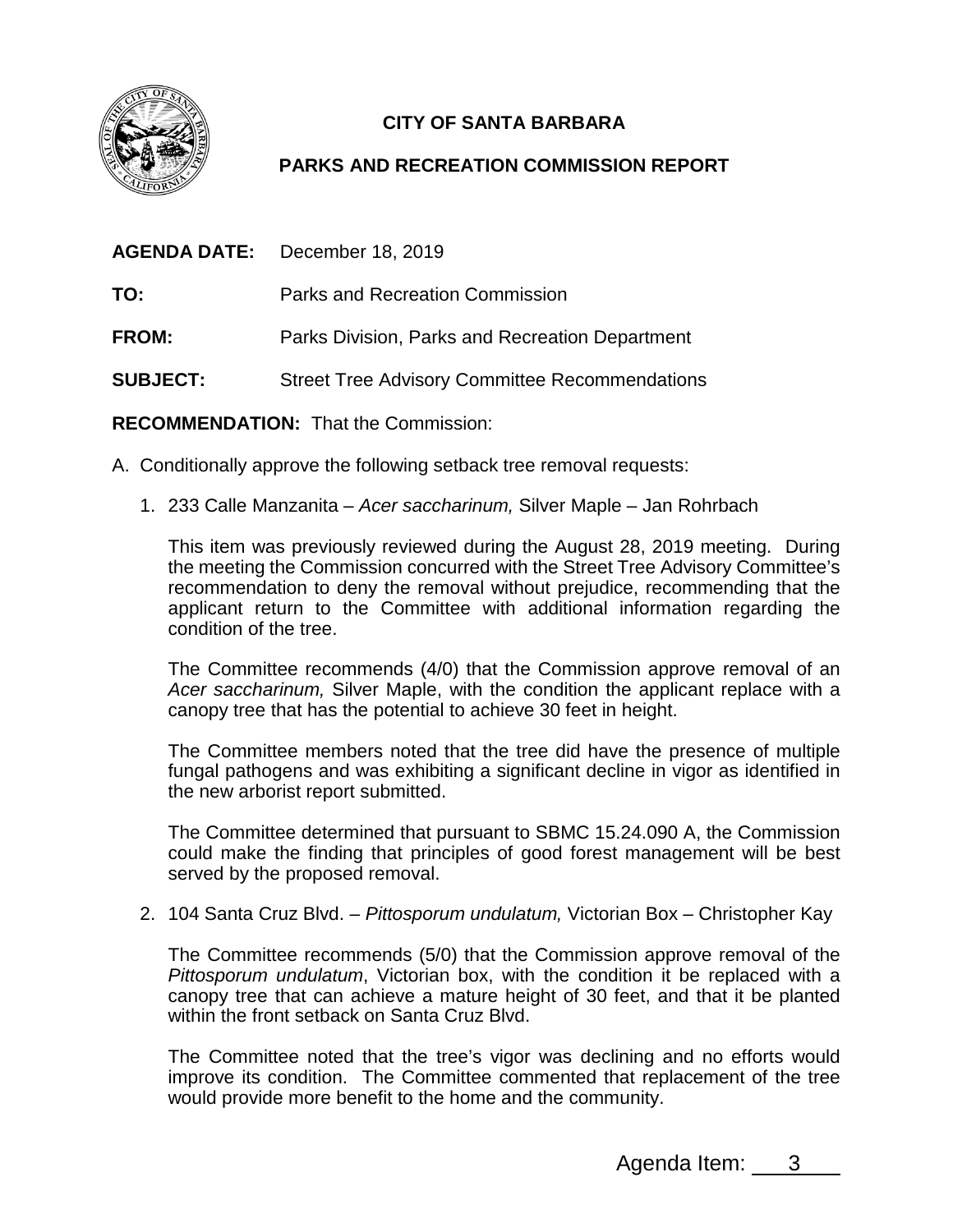**CITY OF SANTA BARBARA**

**PARKS AND RECREATION COMMISSION REPORT**

**AGENDA DATE:** December 18, 2019

**TO:** Parks and Recreation Commission

**FROM:** Parks Division, Parks and Recreation Department

**SUBJECT:** Street Tree Advisory Committee Recommendations

**RECOMMENDATION:** That the Commission:

A. Conditionally approve the following setback tree removal requests:

1. 233 Calle Manzanita – *Acer saccharinum,* Silver Maple – Jan Rohrbach

   This item was previously reviewed during the August 28, 2019 meeting. During the meeting the Commission concurred with the Street Tree Advisory Committee's recommendation to deny the removal without prejudice, recommending that the applicant return to the Committee with additional information regarding the condition of the tree.

   The Committee recommends (4/0) that the Commission approve removal of an *Acer saccharinum,* Silver Maple, with the condition the applicant replace with a canopy tree that has the potential to achieve 30 feet in height.

   The Committee members noted that the tree did have the presence of multiple fungal pathogens and was exhibiting a significant decline in vigor as identified in the new arborist report submitted.

   The Committee determined that pursuant to SBMC 15.24.090 A, the Commission could make the finding that principles of good forest management will be best served by the proposed removal.

2. 104 Santa Cruz Blvd. – *Pittosporum undulatum,* Victorian Box – Christopher Kay

   The Committee recommends (5/0) that the Commission approve removal of the *Pittosporum undulatum*, Victorian box, with the condition it be replaced with a canopy tree that can achieve a mature height of 30 feet, and that it be planted within the front setback on Santa Cruz Blvd.

   The Committee noted that the tree's vigor was declining and no efforts would improve its condition. The Committee commented that replacement of the tree would provide more benefit to the home and the community.

Agenda Item: 3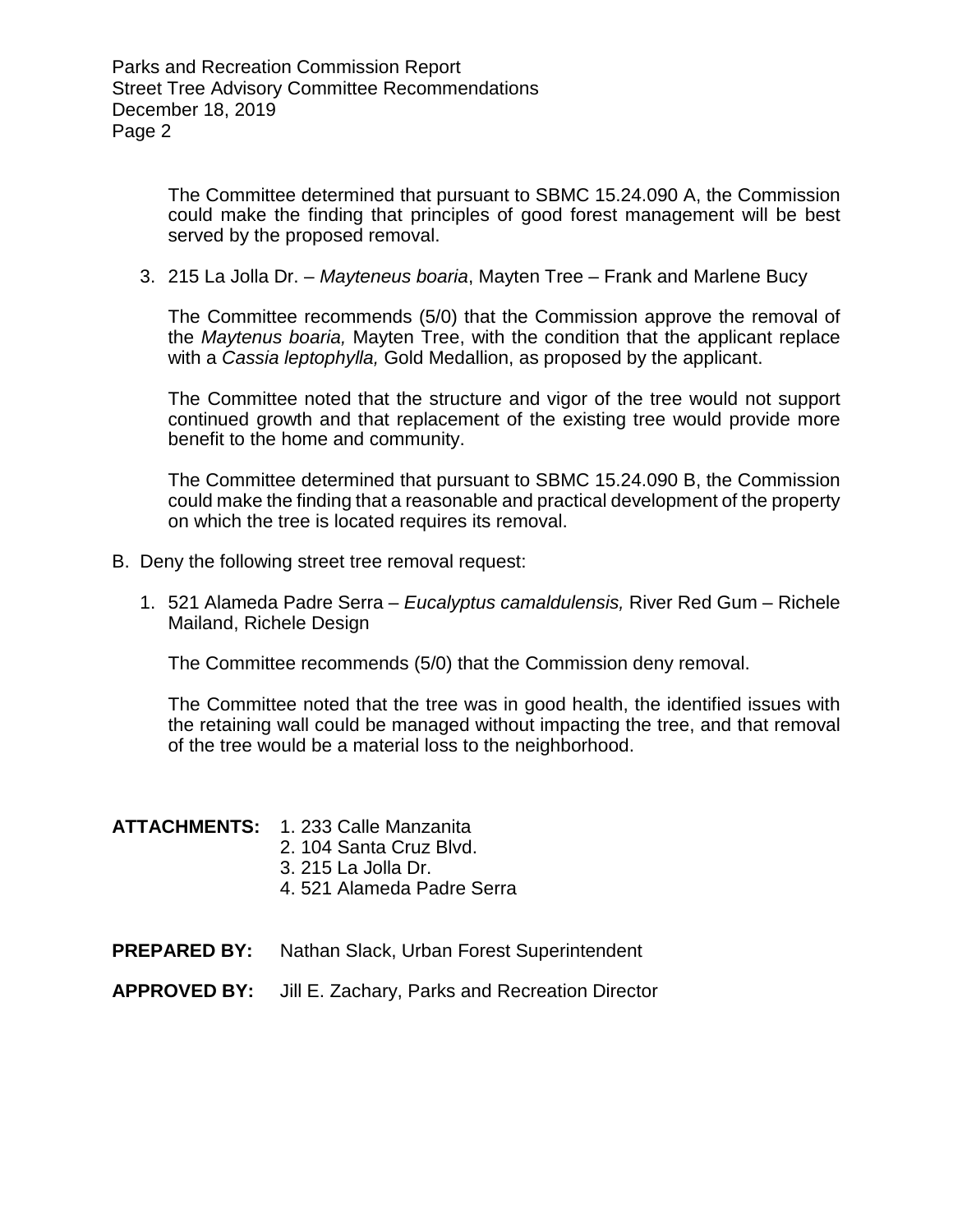The Committee determined that pursuant to SBMC 15.24.090 A, the Commission could make the finding that principles of good forest management will be best served by the proposed removal.

3. 215 La Jolla Dr. – *Mayteneus boaria*, Mayten Tree – Frank and Marlene Bucy

   The Committee recommends (5/0) that the Commission approve the removal of the *Maytenus boaria,* Mayten Tree, with the condition that the applicant replace with a *Cassia leptophylla,* Gold Medallion, as proposed by the applicant.

   The Committee noted that the structure and vigor of the tree would not support continued growth and that replacement of the existing tree would provide more benefit to the home and community.

   The Committee determined that pursuant to SBMC 15.24.090 B, the Commission could make the finding that a reasonable and practical development of the property on which the tree is located requires its removal.

B. Deny the following street tree removal request:

   1. 521 Alameda Padre Serra – *Eucalyptus camaldulensis,* River Red Gum – Richele Mailand, Richele Design

      The Committee recommends (5/0) that the Commission deny removal.

      The Committee noted that the tree was in good health, the identified issues with the retaining wall could be managed without impacting the tree, and that removal of the tree would be a material loss to the neighborhood.

**ATTACHMENTS:** 1. 233 Calle Manzanita
2. 104 Santa Cruz Blvd.
3. 215 La Jolla Dr.
4. 521 Alameda Padre Serra

**PREPARED BY:** Nathan Slack, Urban Forest Superintendent

**APPROVED BY:** Jill E. Zachary, Parks and Recreation Director